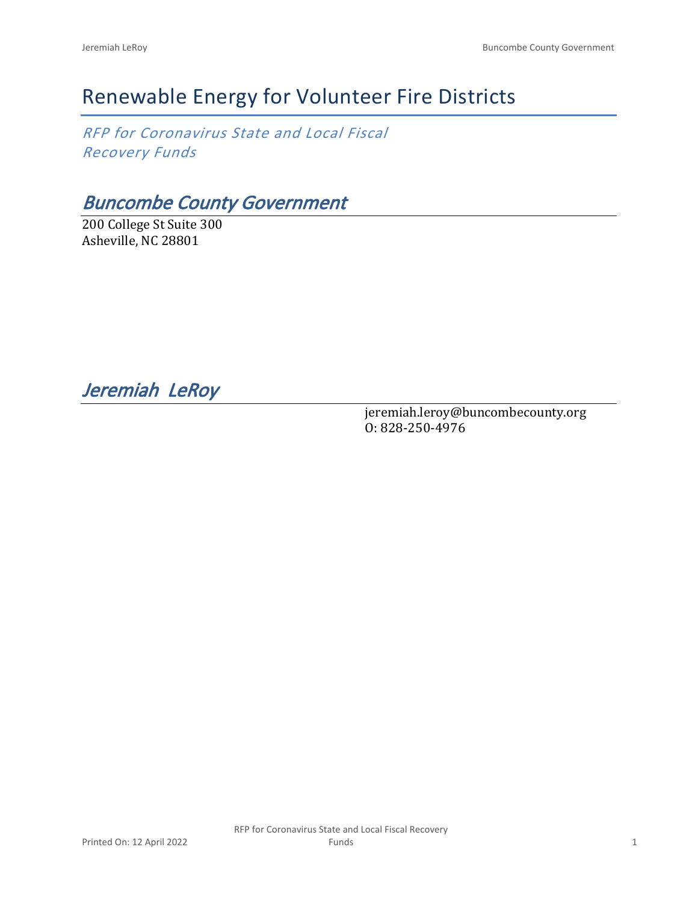# Renewable Energy for Volunteer Fire Districts

*RFP for Coronavirus State and Local Fiscal Recovery Funds*

## *Buncombe County Government*

200 College St Suite 300
Asheville, NC 28801

## *Jeremiah LeRoy*

jeremiah.leroy@buncombecounty.org
O: 828-250-4976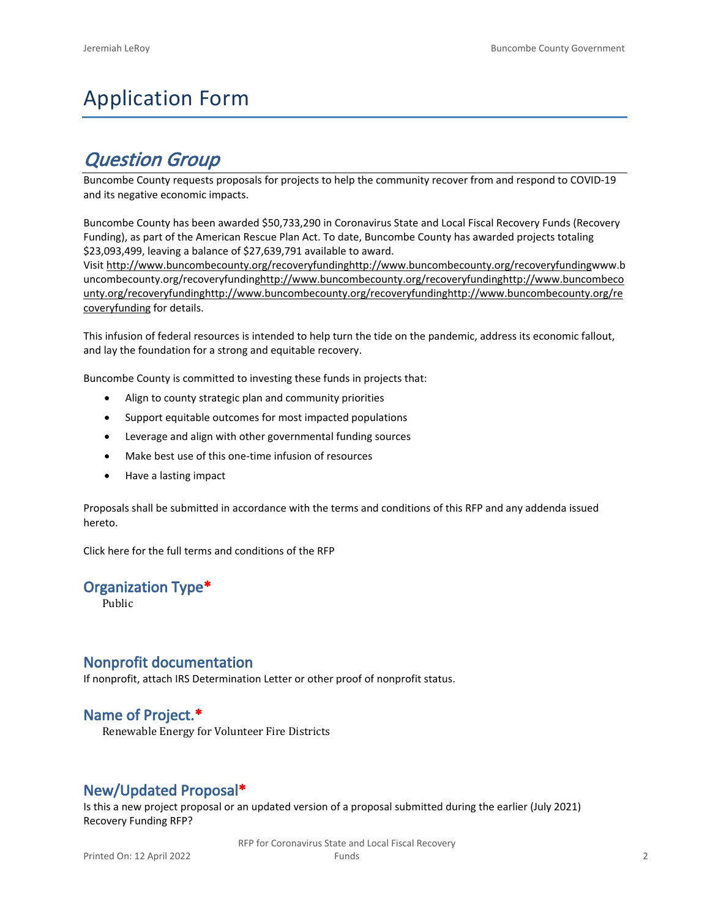# Application Form

## *Question Group*

Buncombe County requests proposals for projects to help the community recover from and respond to COVID-19 and its negative economic impacts.

Buncombe County has been awarded $50,733,290 in Coronavirus State and Local Fiscal Recovery Funds (Recovery Funding), as part of the American Rescue Plan Act. To date, Buncombe County has awarded projects totaling $23,093,499, leaving a balance of $27,639,791 available to award.

Visit http://www.buncombecounty.org/recoveryfundinghttp://www.buncombecounty.org/recoveryfundingwww.buncombecounty.org/recoveryfundinghttp://www.buncombecounty.org/recoveryfundinghttp://www.buncombecounty.org/recoveryfundinghttp://www.buncombecounty.org/recoveryfundinghttp://www.buncombecounty.org/recoveryfunding for details.

This infusion of federal resources is intended to help turn the tide on the pandemic, address its economic fallout, and lay the foundation for a strong and equitable recovery.

Buncombe County is committed to investing these funds in projects that:

- Align to county strategic plan and community priorities
- Support equitable outcomes for most impacted populations
- Leverage and align with other governmental funding sources
- Make best use of this one-time infusion of resources
- Have a lasting impact

Proposals shall be submitted in accordance with the terms and conditions of this RFP and any addenda issued hereto.

Click here for the full terms and conditions of the RFP

### Organization Type*

Public

### Nonprofit documentation

If nonprofit, attach IRS Determination Letter or other proof of nonprofit status.

### Name of Project.*

Renewable Energy for Volunteer Fire Districts

### New/Updated Proposal*

Is this a new project proposal or an updated version of a proposal submitted during the earlier (July 2021) Recovery Funding RFP?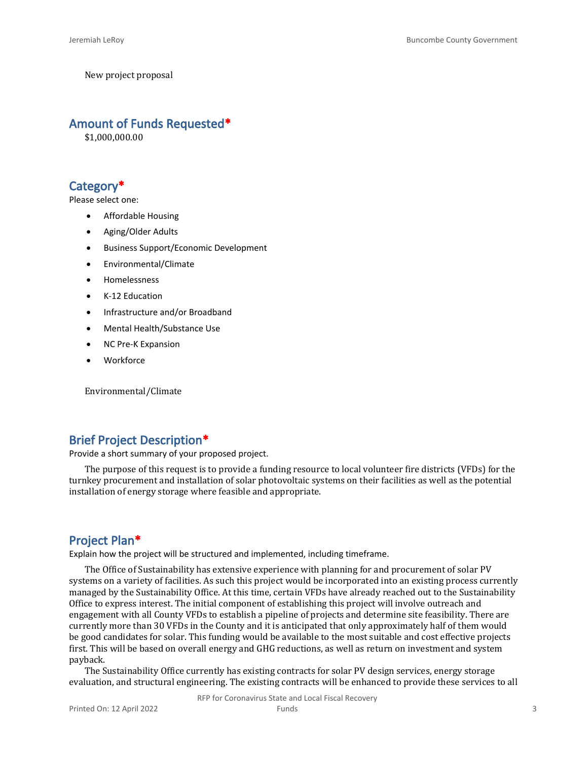New project proposal

## Amount of Funds Requested*

$1,000,000.00

## Category*

Please select one:

- Affordable Housing
- Aging/Older Adults
- Business Support/Economic Development
- Environmental/Climate
- Homelessness
- K-12 Education
- Infrastructure and/or Broadband
- Mental Health/Substance Use
- NC Pre-K Expansion
- Workforce

Environmental/Climate

## Brief Project Description*

Provide a short summary of your proposed project.

The purpose of this request is to provide a funding resource to local volunteer fire districts (VFDs) for the turnkey procurement and installation of solar photovoltaic systems on their facilities as well as the potential installation of energy storage where feasible and appropriate.

## Project Plan*

Explain how the project will be structured and implemented, including timeframe.

The Office of Sustainability has extensive experience with planning for and procurement of solar PV systems on a variety of facilities. As such this project would be incorporated into an existing process currently managed by the Sustainability Office. At this time, certain VFDs have already reached out to the Sustainability Office to express interest. The initial component of establishing this project will involve outreach and engagement with all County VFDs to establish a pipeline of projects and determine site feasibility. There are currently more than 30 VFDs in the County and it is anticipated that only approximately half of them would be good candidates for solar. This funding would be available to the most suitable and cost effective projects first. This will be based on overall energy and GHG reductions, as well as return on investment and system payback.

The Sustainability Office currently has existing contracts for solar PV design services, energy storage evaluation, and structural engineering. The existing contracts will be enhanced to provide these services to all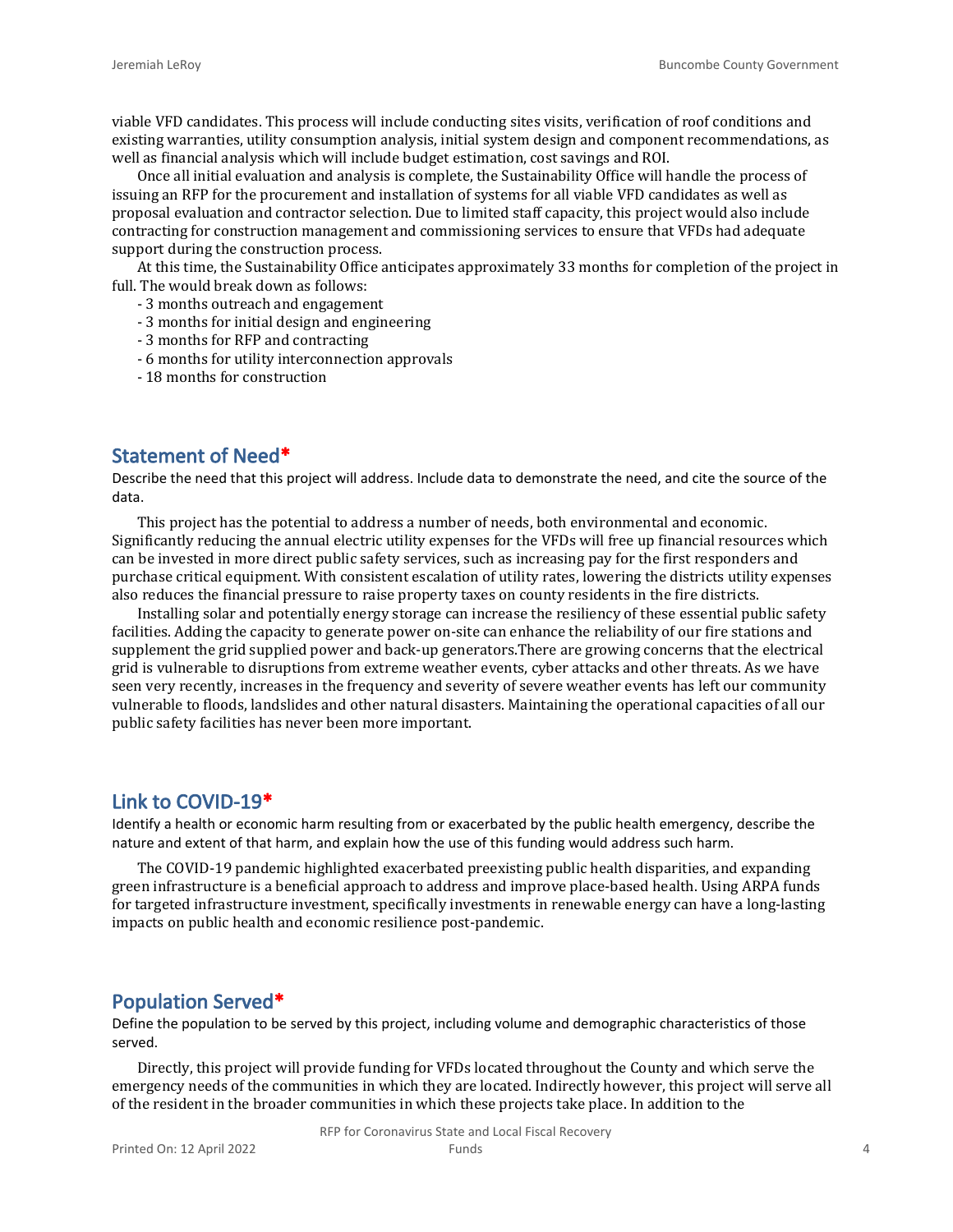viable VFD candidates. This process will include conducting sites visits, verification of roof conditions and existing warranties, utility consumption analysis, initial system design and component recommendations, as well as financial analysis which will include budget estimation, cost savings and ROI.

Once all initial evaluation and analysis is complete, the Sustainability Office will handle the process of issuing an RFP for the procurement and installation of systems for all viable VFD candidates as well as proposal evaluation and contractor selection. Due to limited staff capacity, this project would also include contracting for construction management and commissioning services to ensure that VFDs had adequate support during the construction process.

At this time, the Sustainability Office anticipates approximately 33 months for completion of the project in full. The would break down as follows:

- 3 months outreach and engagement
- 3 months for initial design and engineering
- 3 months for RFP and contracting
- 6 months for utility interconnection approvals
- 18 months for construction

## Statement of Need*

Describe the need that this project will address. Include data to demonstrate the need, and cite the source of the data.

This project has the potential to address a number of needs, both environmental and economic. Significantly reducing the annual electric utility expenses for the VFDs will free up financial resources which can be invested in more direct public safety services, such as increasing pay for the first responders and purchase critical equipment. With consistent escalation of utility rates, lowering the districts utility expenses also reduces the financial pressure to raise property taxes on county residents in the fire districts.

Installing solar and potentially energy storage can increase the resiliency of these essential public safety facilities. Adding the capacity to generate power on-site can enhance the reliability of our fire stations and supplement the grid supplied power and back-up generators.There are growing concerns that the electrical grid is vulnerable to disruptions from extreme weather events, cyber attacks and other threats. As we have seen very recently, increases in the frequency and severity of severe weather events has left our community vulnerable to floods, landslides and other natural disasters. Maintaining the operational capacities of all our public safety facilities has never been more important.

## Link to COVID-19*

Identify a health or economic harm resulting from or exacerbated by the public health emergency, describe the nature and extent of that harm, and explain how the use of this funding would address such harm.

The COVID-19 pandemic highlighted exacerbated preexisting public health disparities, and expanding green infrastructure is a beneficial approach to address and improve place-based health. Using ARPA funds for targeted infrastructure investment, specifically investments in renewable energy can have a long-lasting impacts on public health and economic resilience post-pandemic.

## Population Served*

Define the population to be served by this project, including volume and demographic characteristics of those served.

Directly, this project will provide funding for VFDs located throughout the County and which serve the emergency needs of the communities in which they are located. Indirectly however, this project will serve all of the resident in the broader communities in which these projects take place. In addition to the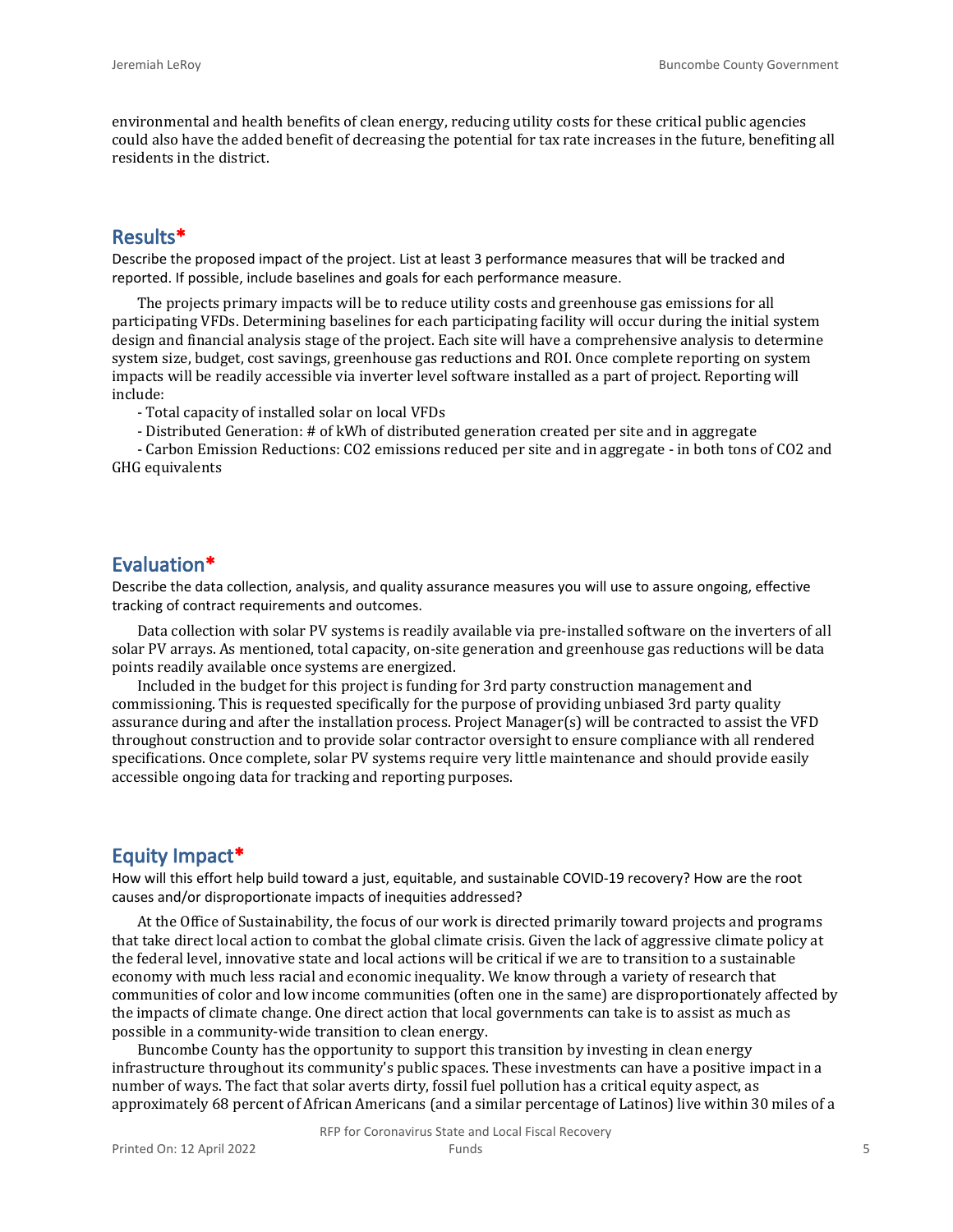environmental and health benefits of clean energy, reducing utility costs for these critical public agencies could also have the added benefit of decreasing the potential for tax rate increases in the future, benefiting all residents in the district.

## Results*

Describe the proposed impact of the project. List at least 3 performance measures that will be tracked and reported. If possible, include baselines and goals for each performance measure.

The projects primary impacts will be to reduce utility costs and greenhouse gas emissions for all participating VFDs. Determining baselines for each participating facility will occur during the initial system design and financial analysis stage of the project. Each site will have a comprehensive analysis to determine system size, budget, cost savings, greenhouse gas reductions and ROI. Once complete reporting on system impacts will be readily accessible via inverter level software installed as a part of project. Reporting will include:

- Total capacity of installed solar on local VFDs
- Distributed Generation: # of kWh of distributed generation created per site and in aggregate
- Carbon Emission Reductions: CO2 emissions reduced per site and in aggregate - in both tons of CO2 and GHG equivalents

## Evaluation*

Describe the data collection, analysis, and quality assurance measures you will use to assure ongoing, effective tracking of contract requirements and outcomes.

Data collection with solar PV systems is readily available via pre-installed software on the inverters of all solar PV arrays. As mentioned, total capacity, on-site generation and greenhouse gas reductions will be data points readily available once systems are energized.

Included in the budget for this project is funding for 3rd party construction management and commissioning. This is requested specifically for the purpose of providing unbiased 3rd party quality assurance during and after the installation process. Project Manager(s) will be contracted to assist the VFD throughout construction and to provide solar contractor oversight to ensure compliance with all rendered specifications. Once complete, solar PV systems require very little maintenance and should provide easily accessible ongoing data for tracking and reporting purposes.

## Equity Impact*

How will this effort help build toward a just, equitable, and sustainable COVID-19 recovery? How are the root causes and/or disproportionate impacts of inequities addressed?

At the Office of Sustainability, the focus of our work is directed primarily toward projects and programs that take direct local action to combat the global climate crisis. Given the lack of aggressive climate policy at the federal level, innovative state and local actions will be critical if we are to transition to a sustainable economy with much less racial and economic inequality. We know through a variety of research that communities of color and low income communities (often one in the same) are disproportionately affected by the impacts of climate change. One direct action that local governments can take is to assist as much as possible in a community-wide transition to clean energy.

Buncombe County has the opportunity to support this transition by investing in clean energy infrastructure throughout its community's public spaces. These investments can have a positive impact in a number of ways. The fact that solar averts dirty, fossil fuel pollution has a critical equity aspect, as approximately 68 percent of African Americans (and a similar percentage of Latinos) live within 30 miles of a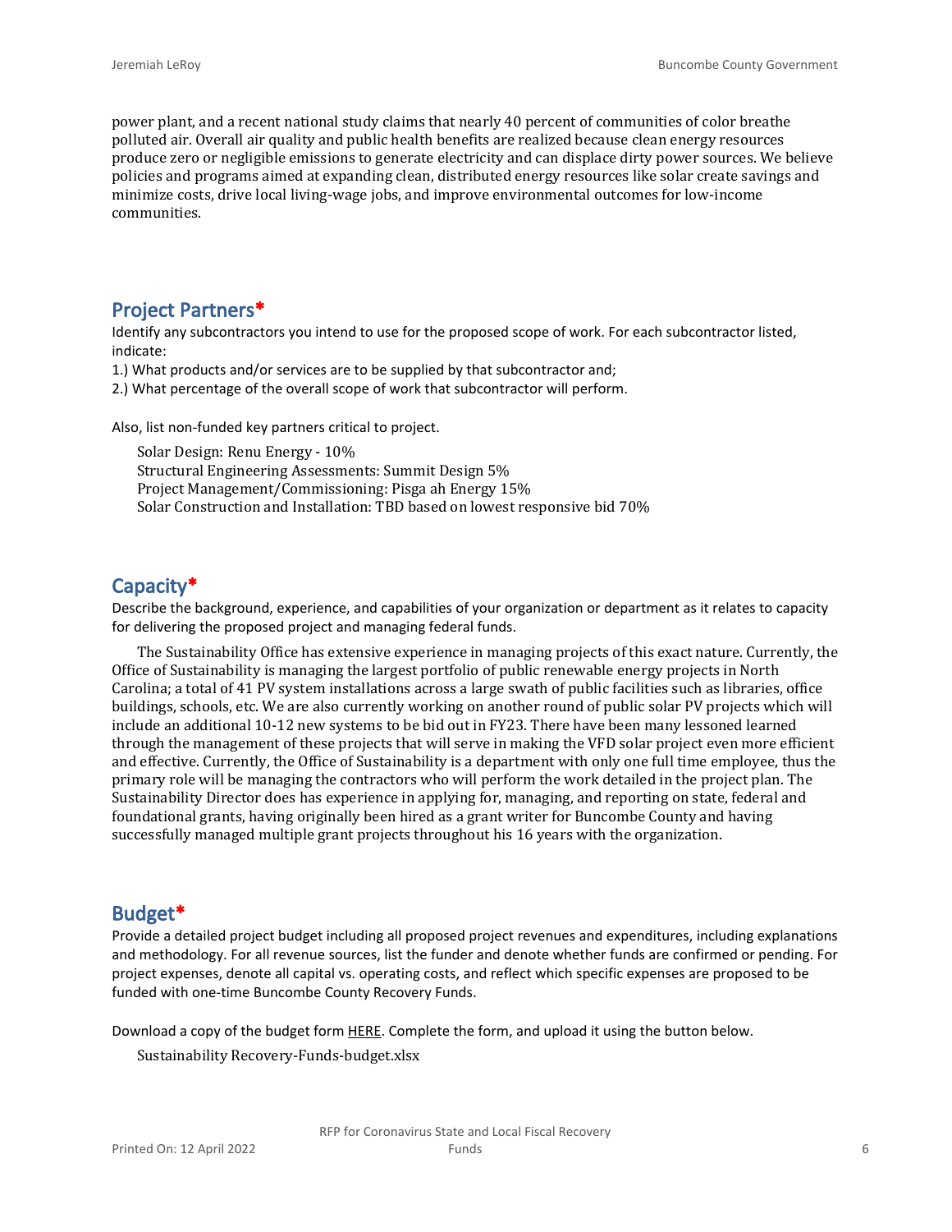power plant, and a recent national study claims that nearly 40 percent of communities of color breathe polluted air. Overall air quality and public health benefits are realized because clean energy resources produce zero or negligible emissions to generate electricity and can displace dirty power sources. We believe policies and programs aimed at expanding clean, distributed energy resources like solar create savings and minimize costs, drive local living-wage jobs, and improve environmental outcomes for low-income communities.

## Project Partners*

Identify any subcontractors you intend to use for the proposed scope of work. For each subcontractor listed, indicate:

1.) What products and/or services are to be supplied by that subcontractor and;

2.) What percentage of the overall scope of work that subcontractor will perform.

Also, list non-funded key partners critical to project.

Solar Design: Renu Energy - 10%
Structural Engineering Assessments: Summit Design 5%
Project Management/Commissioning: Pisga ah Energy 15%
Solar Construction and Installation: TBD based on lowest responsive bid 70%

## Capacity*

Describe the background, experience, and capabilities of your organization or department as it relates to capacity for delivering the proposed project and managing federal funds.

The Sustainability Office has extensive experience in managing projects of this exact nature. Currently, the Office of Sustainability is managing the largest portfolio of public renewable energy projects in North Carolina; a total of 41 PV system installations across a large swath of public facilities such as libraries, office buildings, schools, etc. We are also currently working on another round of public solar PV projects which will include an additional 10-12 new systems to be bid out in FY23. There have been many lessoned learned through the management of these projects that will serve in making the VFD solar project even more efficient and effective. Currently, the Office of Sustainability is a department with only one full time employee, thus the primary role will be managing the contractors who will perform the work detailed in the project plan. The Sustainability Director does has experience in applying for, managing, and reporting on state, federal and foundational grants, having originally been hired as a grant writer for Buncombe County and having successfully managed multiple grant projects throughout his 16 years with the organization.

## Budget*

Provide a detailed project budget including all proposed project revenues and expenditures, including explanations and methodology. For all revenue sources, list the funder and denote whether funds are confirmed or pending. For project expenses, denote all capital vs. operating costs, and reflect which specific expenses are proposed to be funded with one-time Buncombe County Recovery Funds.

Download a copy of the budget form HERE. Complete the form, and upload it using the button below.

Sustainability Recovery-Funds-budget.xlsx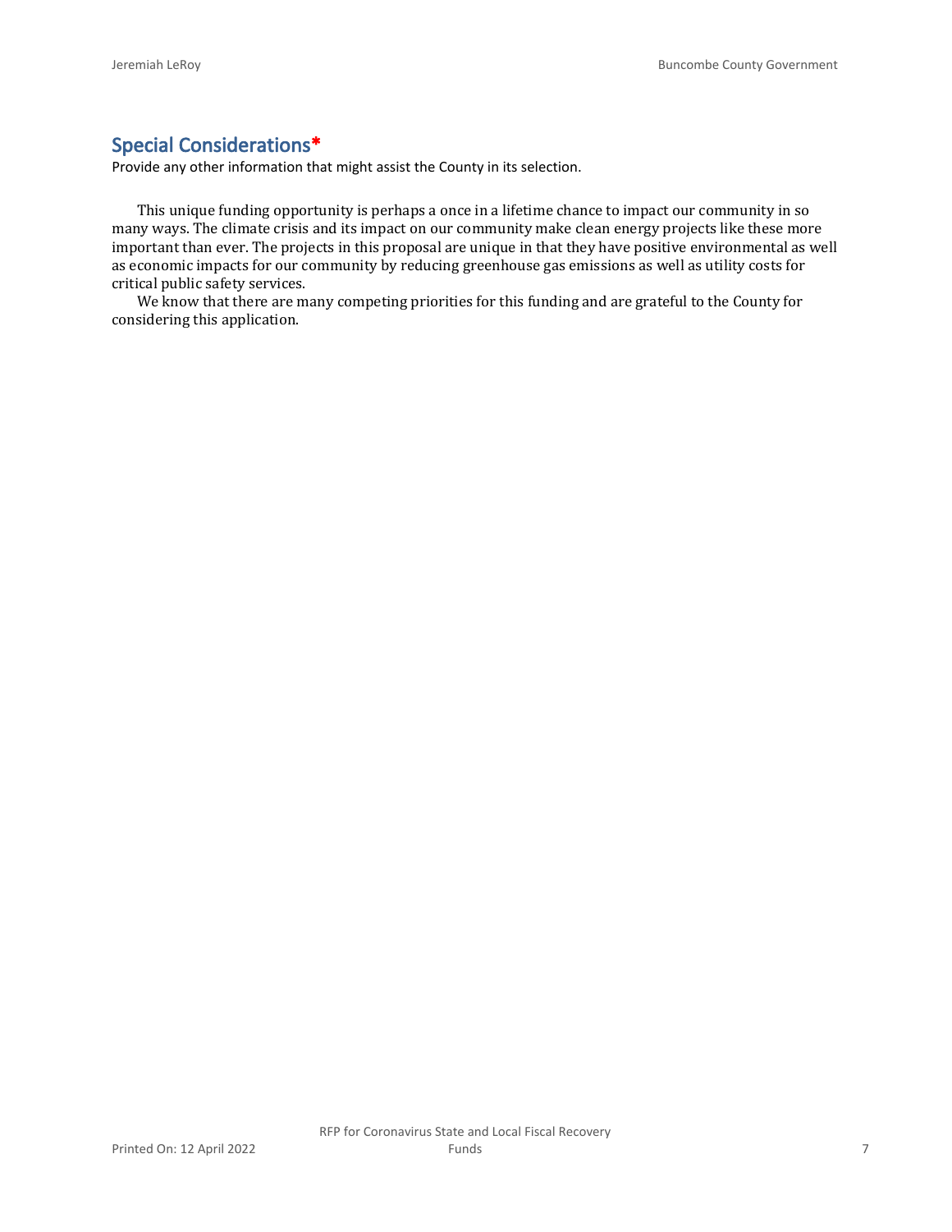## Special Considerations*

Provide any other information that might assist the County in its selection.

This unique funding opportunity is perhaps a once in a lifetime chance to impact our community in so many ways. The climate crisis and its impact on our community make clean energy projects like these more important than ever. The projects in this proposal are unique in that they have positive environmental as well as economic impacts for our community by reducing greenhouse gas emissions as well as utility costs for critical public safety services.

We know that there are many competing priorities for this funding and are grateful to the County for considering this application.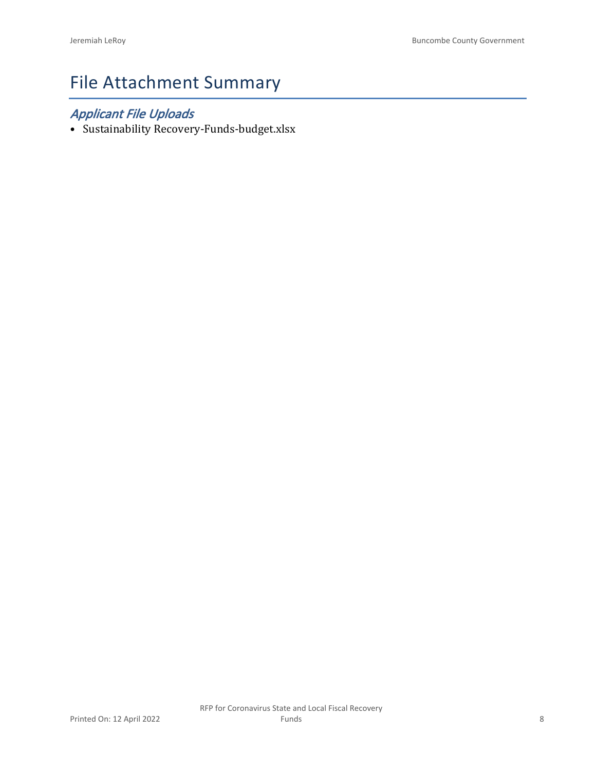# File Attachment Summary

## *Applicant File Uploads*

- Sustainability Recovery-Funds-budget.xlsx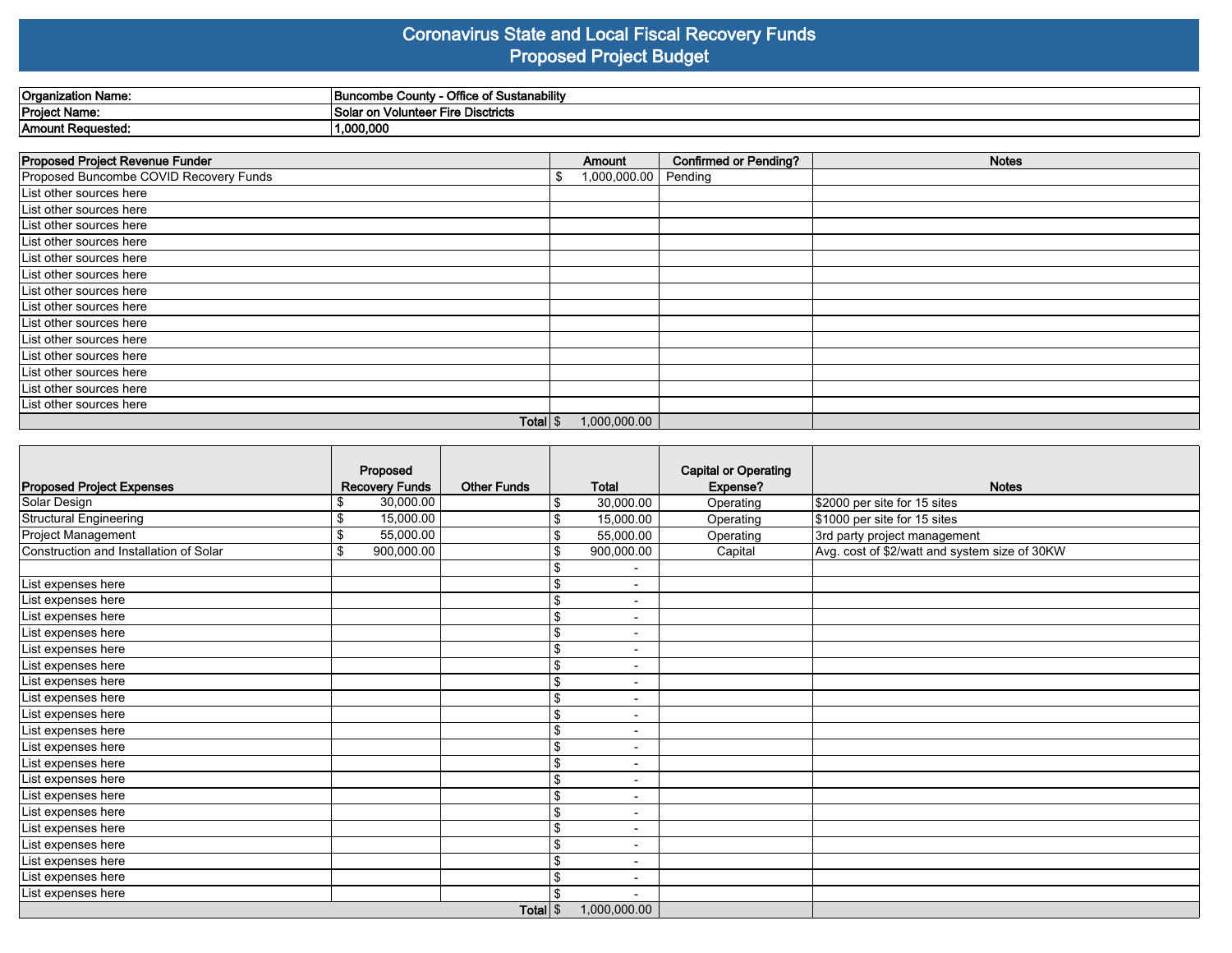# Coronavirus State and Local Fiscal Recovery Funds
## Proposed Project Budget

| | |
|---|---|
| **Organization Name:** | **Buncombe County - Office of Sustainability** |
| **Project Name:** | **Solar on Volunteer Fire Disctricts** |
| **Amount Requested:** | **1,000,000** |

| Proposed Project Revenue Funder | Amount | Confirmed or Pending? | Notes |
|---|---|---|---|
| Proposed Buncombe COVID Recovery Funds | $ 1,000,000.00 | Pending | |
| List other sources here | | | |
| List other sources here | | | |
| List other sources here | | | |
| List other sources here | | | |
| List other sources here | | | |
| List other sources here | | | |
| List other sources here | | | |
| List other sources here | | | |
| List other sources here | | | |
| List other sources here | | | |
| List other sources here | | | |
| List other sources here | | | |
| List other sources here | | | |
| List other sources here | | | |
| Total | $ 1,000,000.00 | | |

| Proposed Project Expenses | Proposed Recovery Funds | Other Funds | Total | Capital or Operating Expense? | Notes |
|---|---|---|---|---|---|
| Solar Design | $ 30,000.00 | | $ 30,000.00 | Operating | $2000 per site for 15 sites |
| Structural Engineering | $ 15,000.00 | | $ 15,000.00 | Operating | $1000 per site for 15 sites |
| Project Management | $ 55,000.00 | | $ 55,000.00 | Operating | 3rd party project management |
| Construction and Installation of Solar | $ 900,000.00 | | $ 900,000.00 | Capital | Avg. cost of $2/watt and system size of 30KW |
| | | | $ - | | |
| List expenses here | | | $ - | | |
| List expenses here | | | $ - | | |
| List expenses here | | | $ - | | |
| List expenses here | | | $ - | | |
| List expenses here | | | $ - | | |
| List expenses here | | | $ - | | |
| List expenses here | | | $ - | | |
| List expenses here | | | $ - | | |
| List expenses here | | | $ - | | |
| List expenses here | | | $ - | | |
| List expenses here | | | $ - | | |
| List expenses here | | | $ - | | |
| List expenses here | | | $ - | | |
| List expenses here | | | $ - | | |
| List expenses here | | | $ - | | |
| List expenses here | | | $ - | | |
| List expenses here | | | $ - | | |
| List expenses here | | | $ - | | |
| List expenses here | | | $ - | | |
| List expenses here | | | $ - | | |
| Total | | | $ 1,000,000.00 | | |